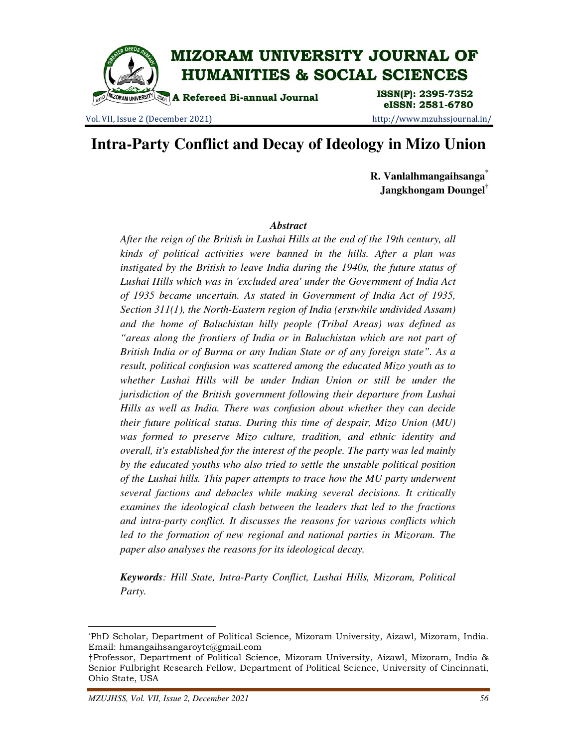# Intra-Party Conflict and Decay of Ideology in Mizo Union

**R. Vanlalhmangaihsanga**[*]
**Jangkhongam Doungel**[†]

## *Abstract*

*After the reign of the British in Lushai Hills at the end of the 19th century, all kinds of political activities were banned in the hills. After a plan was instigated by the British to leave India during the 1940s, the future status of Lushai Hills which was in 'excluded area' under the Government of India Act of 1935 became uncertain. As stated in Government of India Act of 1935, Section 311(1), the North-Eastern region of India (erstwhile undivided Assam) and the home of Baluchistan hilly people (Tribal Areas) was defined as "areas along the frontiers of India or in Baluchistan which are not part of British India or of Burma or any Indian State or of any foreign state". As a result, political confusion was scattered among the educated Mizo youth as to whether Lushai Hills will be under Indian Union or still be under the jurisdiction of the British government following their departure from Lushai Hills as well as India. There was confusion about whether they can decide their future political status. During this time of despair, Mizo Union (MU) was formed to preserve Mizo culture, tradition, and ethnic identity and overall, it's established for the interest of the people. The party was led mainly by the educated youths who also tried to settle the unstable political position of the Lushai hills. This paper attempts to trace how the MU party underwent several factions and debacles while making several decisions. It critically examines the ideological clash between the leaders that led to the fractions and intra-party conflict. It discusses the reasons for various conflicts which led to the formation of new regional and national parties in Mizoram. The paper also analyses the reasons for its ideological decay.*

***Keywords****: Hill State, Intra-Party Conflict, Lushai Hills, Mizoram, Political Party.*

---

[*] PhD Scholar, Department of Political Science, Mizoram University, Aizawl, Mizoram, India. Email: hmangaihsangaroyte@gmail.com

[†] Professor, Department of Political Science, Mizoram University, Aizawl, Mizoram, India & Senior Fulbright Research Fellow, Department of Political Science, University of Cincinnati, Ohio State, USA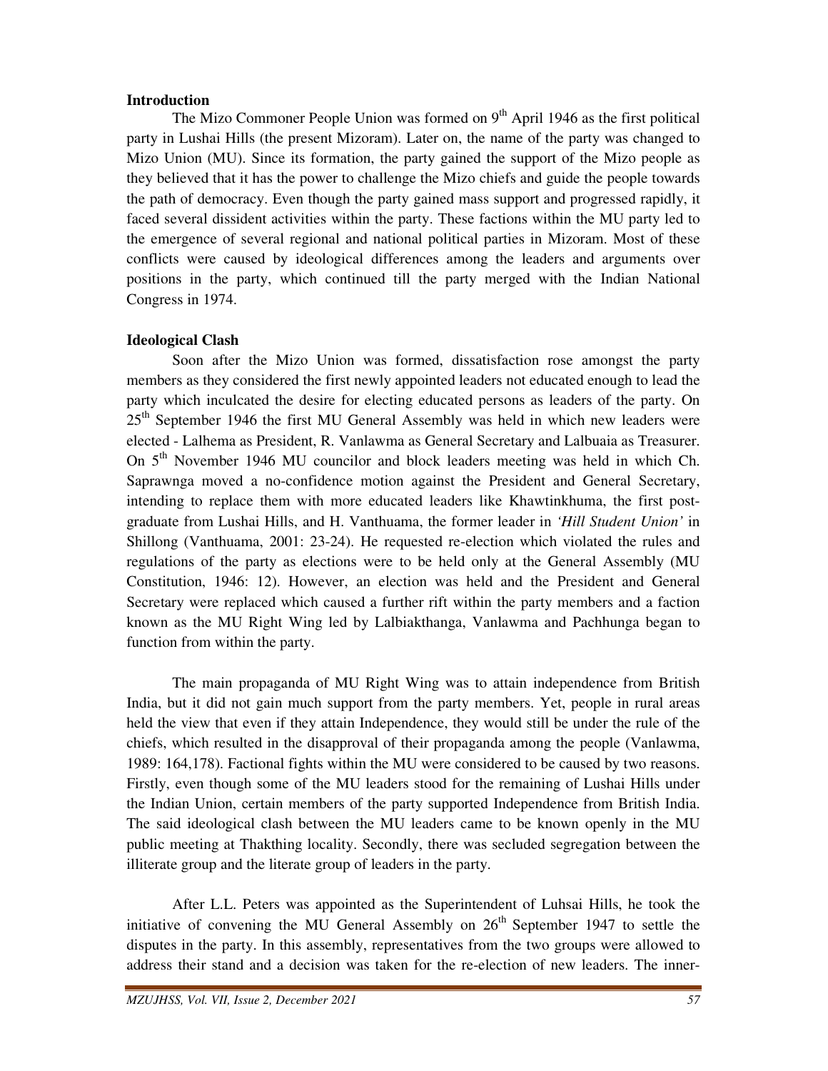## Introduction

The Mizo Commoner People Union was formed on 9th April 1946 as the first political party in Lushai Hills (the present Mizoram). Later on, the name of the party was changed to Mizo Union (MU). Since its formation, the party gained the support of the Mizo people as they believed that it has the power to challenge the Mizo chiefs and guide the people towards the path of democracy. Even though the party gained mass support and progressed rapidly, it faced several dissident activities within the party. These factions within the MU party led to the emergence of several regional and national political parties in Mizoram. Most of these conflicts were caused by ideological differences among the leaders and arguments over positions in the party, which continued till the party merged with the Indian National Congress in 1974.

## Ideological Clash

Soon after the Mizo Union was formed, dissatisfaction rose amongst the party members as they considered the first newly appointed leaders not educated enough to lead the party which inculcated the desire for electing educated persons as leaders of the party. On 25th September 1946 the first MU General Assembly was held in which new leaders were elected - Lalhema as President, R. Vanlawma as General Secretary and Lalbuaia as Treasurer. On 5th November 1946 MU councilor and block leaders meeting was held in which Ch. Saprawnga moved a no-confidence motion against the President and General Secretary, intending to replace them with more educated leaders like Khawtinkhuma, the first post-graduate from Lushai Hills, and H. Vanthuama, the former leader in *'Hill Student Union'* in Shillong (Vanthuama, 2001: 23-24). He requested re-election which violated the rules and regulations of the party as elections were to be held only at the General Assembly (MU Constitution, 1946: 12). However, an election was held and the President and General Secretary were replaced which caused a further rift within the party members and a faction known as the MU Right Wing led by Lalbiakthanga, Vanlawma and Pachhunga began to function from within the party.

The main propaganda of MU Right Wing was to attain independence from British India, but it did not gain much support from the party members. Yet, people in rural areas held the view that even if they attain Independence, they would still be under the rule of the chiefs, which resulted in the disapproval of their propaganda among the people (Vanlawma, 1989: 164,178). Factional fights within the MU were considered to be caused by two reasons. Firstly, even though some of the MU leaders stood for the remaining of Lushai Hills under the Indian Union, certain members of the party supported Independence from British India. The said ideological clash between the MU leaders came to be known openly in the MU public meeting at Thakthing locality. Secondly, there was secluded segregation between the illiterate group and the literate group of leaders in the party.

After L.L. Peters was appointed as the Superintendent of Luhsai Hills, he took the initiative of convening the MU General Assembly on 26th September 1947 to settle the disputes in the party. In this assembly, representatives from the two groups were allowed to address their stand and a decision was taken for the re-election of new leaders. The inner-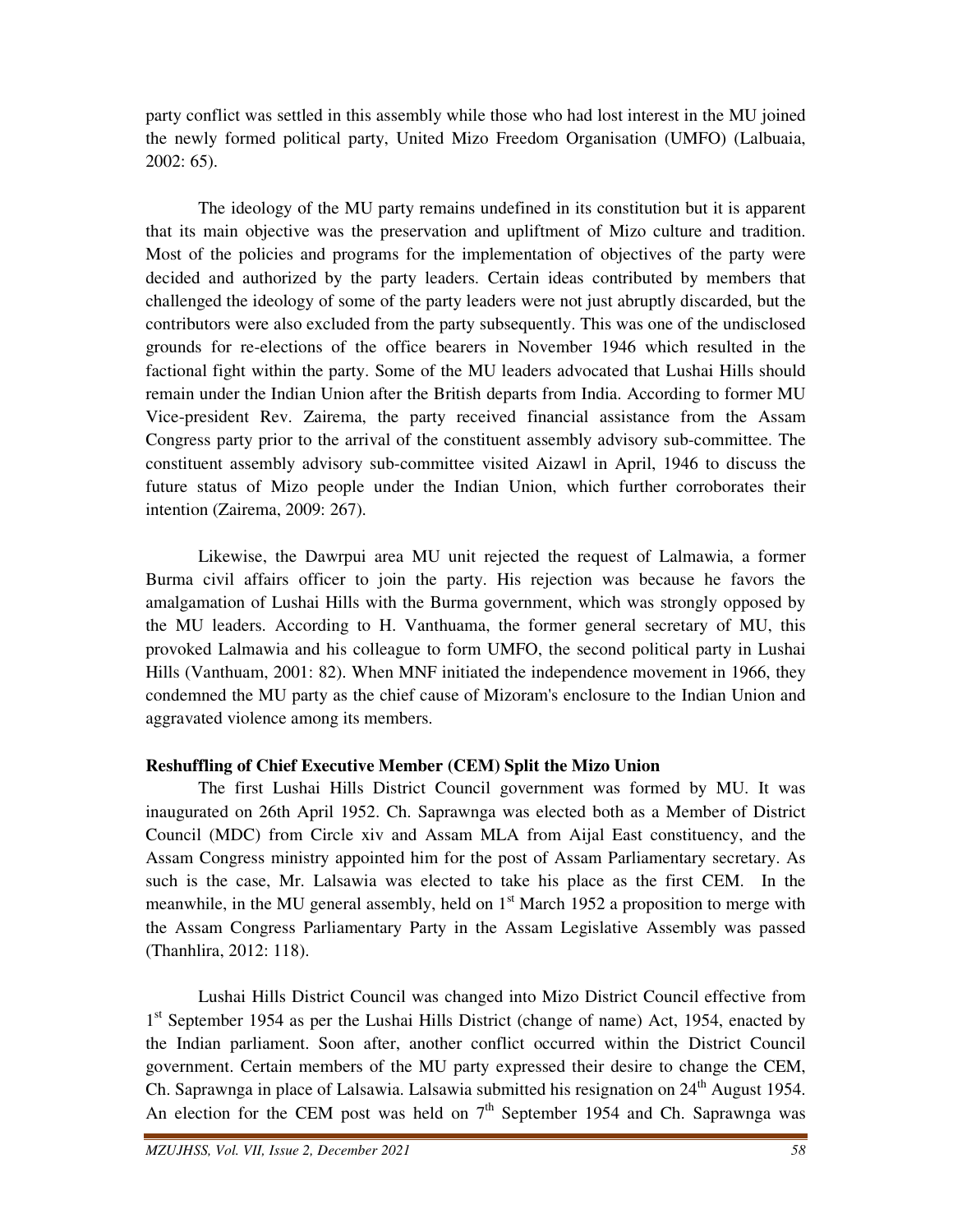party conflict was settled in this assembly while those who had lost interest in the MU joined the newly formed political party, United Mizo Freedom Organisation (UMFO) (Lalbuaia, 2002: 65).

The ideology of the MU party remains undefined in its constitution but it is apparent that its main objective was the preservation and upliftment of Mizo culture and tradition. Most of the policies and programs for the implementation of objectives of the party were decided and authorized by the party leaders. Certain ideas contributed by members that challenged the ideology of some of the party leaders were not just abruptly discarded, but the contributors were also excluded from the party subsequently. This was one of the undisclosed grounds for re-elections of the office bearers in November 1946 which resulted in the factional fight within the party. Some of the MU leaders advocated that Lushai Hills should remain under the Indian Union after the British departs from India. According to former MU Vice-president Rev. Zairema, the party received financial assistance from the Assam Congress party prior to the arrival of the constituent assembly advisory sub-committee. The constituent assembly advisory sub-committee visited Aizawl in April, 1946 to discuss the future status of Mizo people under the Indian Union, which further corroborates their intention (Zairema, 2009: 267).

Likewise, the Dawrpui area MU unit rejected the request of Lalmawia, a former Burma civil affairs officer to join the party. His rejection was because he favors the amalgamation of Lushai Hills with the Burma government, which was strongly opposed by the MU leaders. According to H. Vanthuama, the former general secretary of MU, this provoked Lalmawia and his colleague to form UMFO, the second political party in Lushai Hills (Vanthuam, 2001: 82). When MNF initiated the independence movement in 1966, they condemned the MU party as the chief cause of Mizoram's enclosure to the Indian Union and aggravated violence among its members.

**Reshuffling of Chief Executive Member (CEM) Split the Mizo Union**

The first Lushai Hills District Council government was formed by MU. It was inaugurated on 26th April 1952. Ch. Saprawnga was elected both as a Member of District Council (MDC) from Circle xiv and Assam MLA from Aijal East constituency, and the Assam Congress ministry appointed him for the post of Assam Parliamentary secretary. As such is the case, Mr. Lalsawia was elected to take his place as the first CEM. In the meanwhile, in the MU general assembly, held on 1st March 1952 a proposition to merge with the Assam Congress Parliamentary Party in the Assam Legislative Assembly was passed (Thanhlira, 2012: 118).

Lushai Hills District Council was changed into Mizo District Council effective from 1st September 1954 as per the Lushai Hills District (change of name) Act, 1954, enacted by the Indian parliament. Soon after, another conflict occurred within the District Council government. Certain members of the MU party expressed their desire to change the CEM, Ch. Saprawnga in place of Lalsawia. Lalsawia submitted his resignation on 24th August 1954. An election for the CEM post was held on 7th September 1954 and Ch. Saprawnga was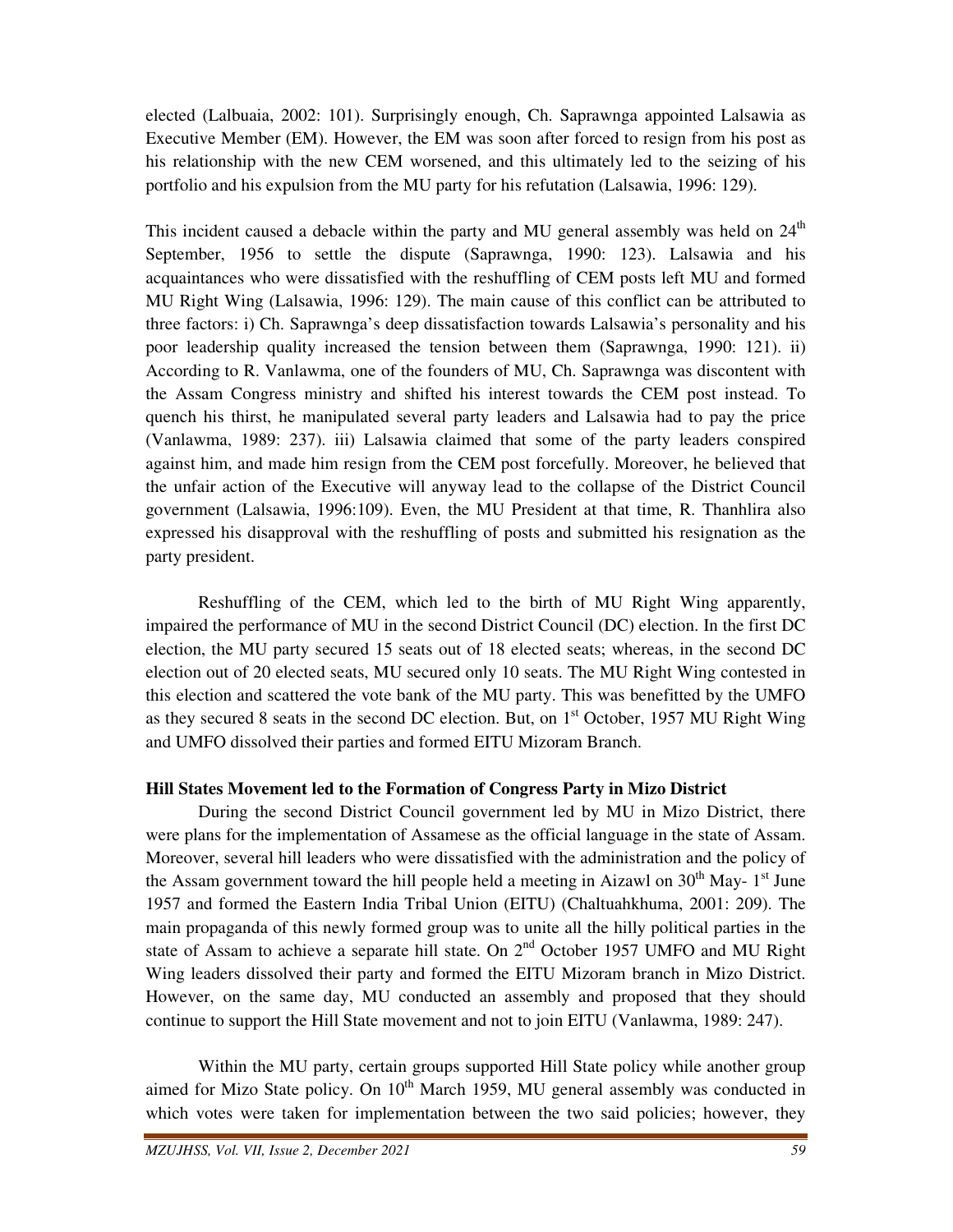elected (Lalbuaia, 2002: 101). Surprisingly enough, Ch. Saprawnga appointed Lalsawia as Executive Member (EM). However, the EM was soon after forced to resign from his post as his relationship with the new CEM worsened, and this ultimately led to the seizing of his portfolio and his expulsion from the MU party for his refutation (Lalsawia, 1996: 129).

This incident caused a debacle within the party and MU general assembly was held on 24th September, 1956 to settle the dispute (Saprawnga, 1990: 123). Lalsawia and his acquaintances who were dissatisfied with the reshuffling of CEM posts left MU and formed MU Right Wing (Lalsawia, 1996: 129). The main cause of this conflict can be attributed to three factors: i) Ch. Saprawnga's deep dissatisfaction towards Lalsawia's personality and his poor leadership quality increased the tension between them (Saprawnga, 1990: 121). ii) According to R. Vanlawma, one of the founders of MU, Ch. Saprawnga was discontent with the Assam Congress ministry and shifted his interest towards the CEM post instead. To quench his thirst, he manipulated several party leaders and Lalsawia had to pay the price (Vanlawma, 1989: 237). iii) Lalsawia claimed that some of the party leaders conspired against him, and made him resign from the CEM post forcefully. Moreover, he believed that the unfair action of the Executive will anyway lead to the collapse of the District Council government (Lalsawia, 1996:109). Even, the MU President at that time, R. Thanhlira also expressed his disapproval with the reshuffling of posts and submitted his resignation as the party president.

Reshuffling of the CEM, which led to the birth of MU Right Wing apparently, impaired the performance of MU in the second District Council (DC) election. In the first DC election, the MU party secured 15 seats out of 18 elected seats; whereas, in the second DC election out of 20 elected seats, MU secured only 10 seats. The MU Right Wing contested in this election and scattered the vote bank of the MU party. This was benefitted by the UMFO as they secured 8 seats in the second DC election. But, on 1st October, 1957 MU Right Wing and UMFO dissolved their parties and formed EITU Mizoram Branch.

**Hill States Movement led to the Formation of Congress Party in Mizo District**

During the second District Council government led by MU in Mizo District, there were plans for the implementation of Assamese as the official language in the state of Assam. Moreover, several hill leaders who were dissatisfied with the administration and the policy of the Assam government toward the hill people held a meeting in Aizawl on 30th May- 1st June 1957 and formed the Eastern India Tribal Union (EITU) (Chaltuahkhuma, 2001: 209). The main propaganda of this newly formed group was to unite all the hilly political parties in the state of Assam to achieve a separate hill state. On 2nd October 1957 UMFO and MU Right Wing leaders dissolved their party and formed the EITU Mizoram branch in Mizo District. However, on the same day, MU conducted an assembly and proposed that they should continue to support the Hill State movement and not to join EITU (Vanlawma, 1989: 247).

Within the MU party, certain groups supported Hill State policy while another group aimed for Mizo State policy. On 10th March 1959, MU general assembly was conducted in which votes were taken for implementation between the two said policies; however, they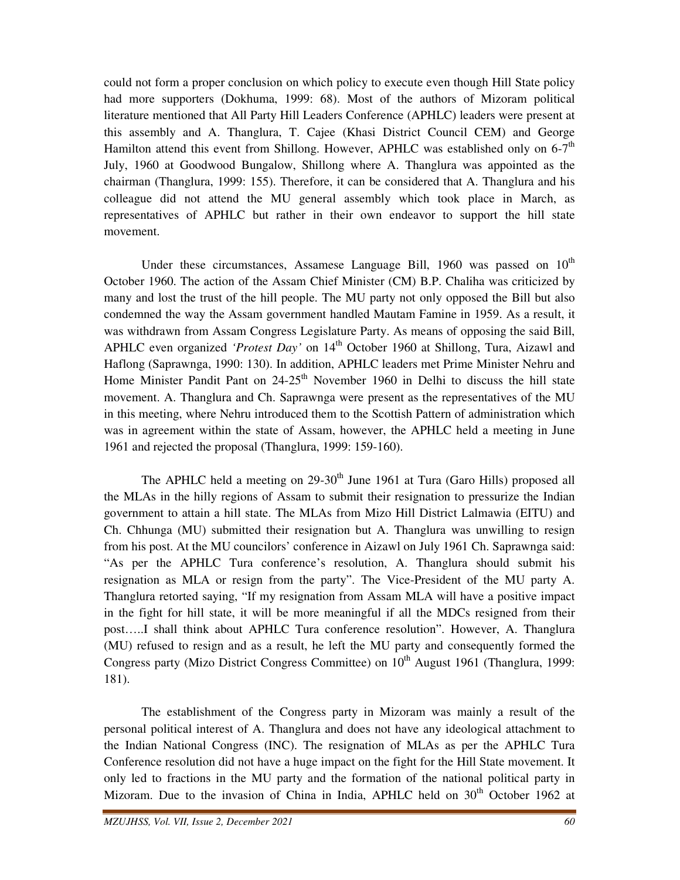could not form a proper conclusion on which policy to execute even though Hill State policy had more supporters (Dokhuma, 1999: 68). Most of the authors of Mizoram political literature mentioned that All Party Hill Leaders Conference (APHLC) leaders were present at this assembly and A. Thanglura, T. Cajee (Khasi District Council CEM) and George Hamilton attend this event from Shillong. However, APHLC was established only on 6-7th July, 1960 at Goodwood Bungalow, Shillong where A. Thanglura was appointed as the chairman (Thanglura, 1999: 155). Therefore, it can be considered that A. Thanglura and his colleague did not attend the MU general assembly which took place in March, as representatives of APHLC but rather in their own endeavor to support the hill state movement.

Under these circumstances, Assamese Language Bill, 1960 was passed on 10th October 1960. The action of the Assam Chief Minister (CM) B.P. Chaliha was criticized by many and lost the trust of the hill people. The MU party not only opposed the Bill but also condemned the way the Assam government handled Mautam Famine in 1959. As a result, it was withdrawn from Assam Congress Legislature Party. As means of opposing the said Bill, APHLC even organized *'Protest Day'* on 14th October 1960 at Shillong, Tura, Aizawl and Haflong (Saprawnga, 1990: 130). In addition, APHLC leaders met Prime Minister Nehru and Home Minister Pandit Pant on 24-25th November 1960 in Delhi to discuss the hill state movement. A. Thanglura and Ch. Saprawnga were present as the representatives of the MU in this meeting, where Nehru introduced them to the Scottish Pattern of administration which was in agreement within the state of Assam, however, the APHLC held a meeting in June 1961 and rejected the proposal (Thanglura, 1999: 159-160).

The APHLC held a meeting on 29-30th June 1961 at Tura (Garo Hills) proposed all the MLAs in the hilly regions of Assam to submit their resignation to pressurize the Indian government to attain a hill state. The MLAs from Mizo Hill District Lalmawia (EITU) and Ch. Chhunga (MU) submitted their resignation but A. Thanglura was unwilling to resign from his post. At the MU councilors' conference in Aizawl on July 1961 Ch. Saprawnga said: "As per the APHLC Tura conference's resolution, A. Thanglura should submit his resignation as MLA or resign from the party". The Vice-President of the MU party A. Thanglura retorted saying, "If my resignation from Assam MLA will have a positive impact in the fight for hill state, it will be more meaningful if all the MDCs resigned from their post…..I shall think about APHLC Tura conference resolution". However, A. Thanglura (MU) refused to resign and as a result, he left the MU party and consequently formed the Congress party (Mizo District Congress Committee) on 10th August 1961 (Thanglura, 1999: 181).

The establishment of the Congress party in Mizoram was mainly a result of the personal political interest of A. Thanglura and does not have any ideological attachment to the Indian National Congress (INC). The resignation of MLAs as per the APHLC Tura Conference resolution did not have a huge impact on the fight for the Hill State movement. It only led to fractions in the MU party and the formation of the national political party in Mizoram. Due to the invasion of China in India, APHLC held on 30th October 1962 at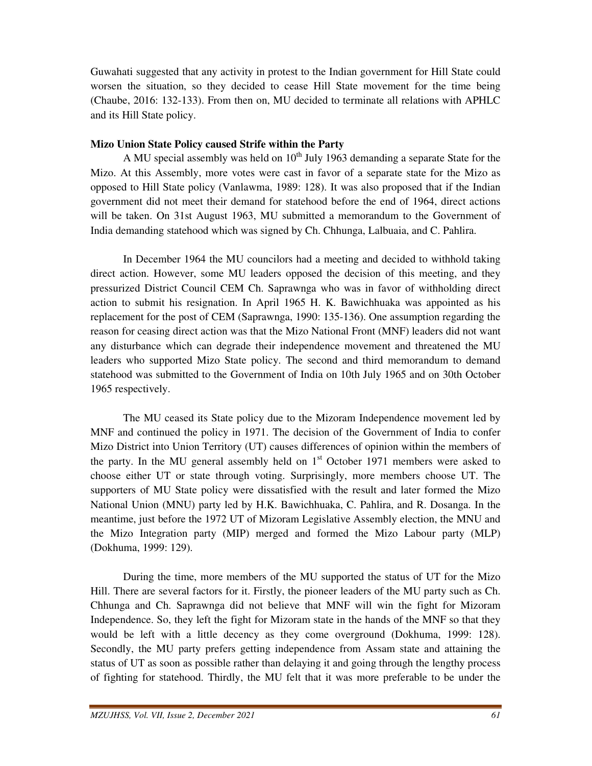Guwahati suggested that any activity in protest to the Indian government for Hill State could worsen the situation, so they decided to cease Hill State movement for the time being (Chaube, 2016: 132-133). From then on, MU decided to terminate all relations with APHLC and its Hill State policy.

**Mizo Union State Policy caused Strife within the Party**

A MU special assembly was held on 10th July 1963 demanding a separate State for the Mizo. At this Assembly, more votes were cast in favor of a separate state for the Mizo as opposed to Hill State policy (Vanlawma, 1989: 128). It was also proposed that if the Indian government did not meet their demand for statehood before the end of 1964, direct actions will be taken. On 31st August 1963, MU submitted a memorandum to the Government of India demanding statehood which was signed by Ch. Chhunga, Lalbuaia, and C. Pahlira.

In December 1964 the MU councilors had a meeting and decided to withhold taking direct action. However, some MU leaders opposed the decision of this meeting, and they pressurized District Council CEM Ch. Saprawnga who was in favor of withholding direct action to submit his resignation. In April 1965 H. K. Bawichhuaka was appointed as his replacement for the post of CEM (Saprawnga, 1990: 135-136). One assumption regarding the reason for ceasing direct action was that the Mizo National Front (MNF) leaders did not want any disturbance which can degrade their independence movement and threatened the MU leaders who supported Mizo State policy. The second and third memorandum to demand statehood was submitted to the Government of India on 10th July 1965 and on 30th October 1965 respectively.

The MU ceased its State policy due to the Mizoram Independence movement led by MNF and continued the policy in 1971. The decision of the Government of India to confer Mizo District into Union Territory (UT) causes differences of opinion within the members of the party. In the MU general assembly held on 1st October 1971 members were asked to choose either UT or state through voting. Surprisingly, more members choose UT. The supporters of MU State policy were dissatisfied with the result and later formed the Mizo National Union (MNU) party led by H.K. Bawichhuaka, C. Pahlira, and R. Dosanga. In the meantime, just before the 1972 UT of Mizoram Legislative Assembly election, the MNU and the Mizo Integration party (MIP) merged and formed the Mizo Labour party (MLP) (Dokhuma, 1999: 129).

During the time, more members of the MU supported the status of UT for the Mizo Hill. There are several factors for it. Firstly, the pioneer leaders of the MU party such as Ch. Chhunga and Ch. Saprawnga did not believe that MNF will win the fight for Mizoram Independence. So, they left the fight for Mizoram state in the hands of the MNF so that they would be left with a little decency as they come overground (Dokhuma, 1999: 128). Secondly, the MU party prefers getting independence from Assam state and attaining the status of UT as soon as possible rather than delaying it and going through the lengthy process of fighting for statehood. Thirdly, the MU felt that it was more preferable to be under the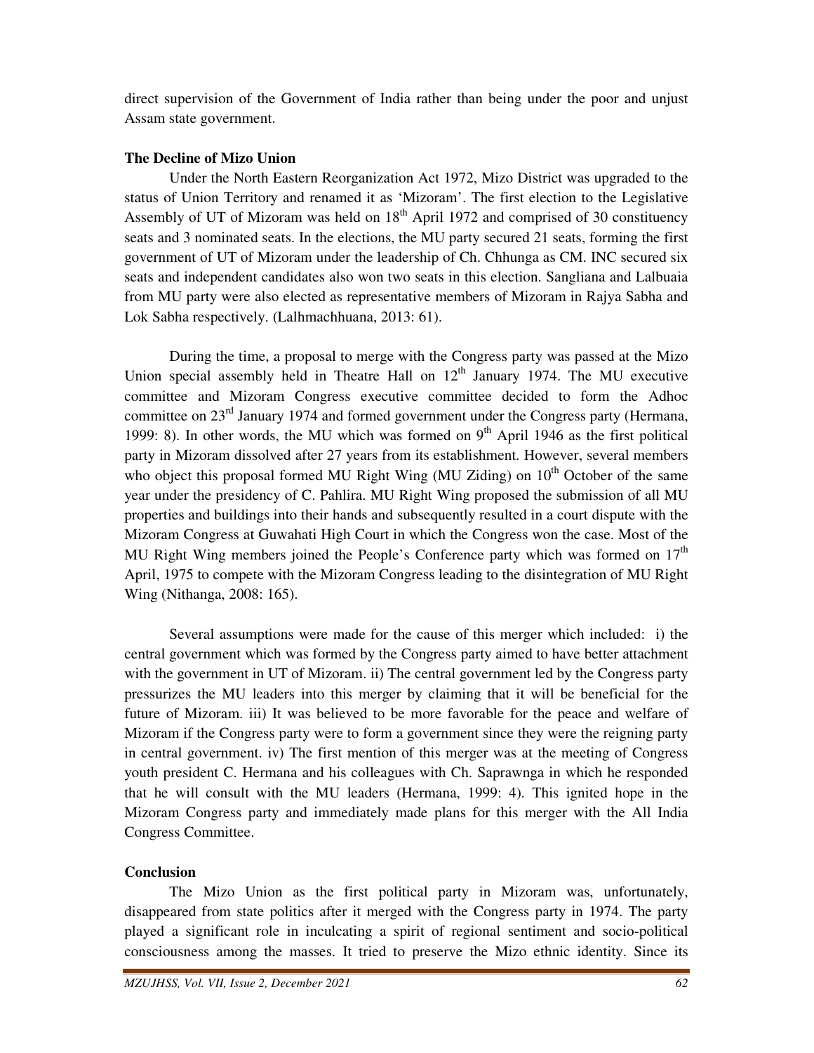direct supervision of the Government of India rather than being under the poor and unjust Assam state government.

### The Decline of Mizo Union

Under the North Eastern Reorganization Act 1972, Mizo District was upgraded to the status of Union Territory and renamed it as 'Mizoram'. The first election to the Legislative Assembly of UT of Mizoram was held on 18th April 1972 and comprised of 30 constituency seats and 3 nominated seats. In the elections, the MU party secured 21 seats, forming the first government of UT of Mizoram under the leadership of Ch. Chhunga as CM. INC secured six seats and independent candidates also won two seats in this election. Sangliana and Lalbuaia from MU party were also elected as representative members of Mizoram in Rajya Sabha and Lok Sabha respectively. (Lalhmachhuana, 2013: 61).

During the time, a proposal to merge with the Congress party was passed at the Mizo Union special assembly held in Theatre Hall on 12th January 1974. The MU executive committee and Mizoram Congress executive committee decided to form the Adhoc committee on 23rd January 1974 and formed government under the Congress party (Hermana, 1999: 8). In other words, the MU which was formed on 9th April 1946 as the first political party in Mizoram dissolved after 27 years from its establishment. However, several members who object this proposal formed MU Right Wing (MU Ziding) on 10th October of the same year under the presidency of C. Pahlira. MU Right Wing proposed the submission of all MU properties and buildings into their hands and subsequently resulted in a court dispute with the Mizoram Congress at Guwahati High Court in which the Congress won the case. Most of the MU Right Wing members joined the People's Conference party which was formed on 17th April, 1975 to compete with the Mizoram Congress leading to the disintegration of MU Right Wing (Nithanga, 2008: 165).

Several assumptions were made for the cause of this merger which included: i) the central government which was formed by the Congress party aimed to have better attachment with the government in UT of Mizoram. ii) The central government led by the Congress party pressurizes the MU leaders into this merger by claiming that it will be beneficial for the future of Mizoram. iii) It was believed to be more favorable for the peace and welfare of Mizoram if the Congress party were to form a government since they were the reigning party in central government. iv) The first mention of this merger was at the meeting of Congress youth president C. Hermana and his colleagues with Ch. Saprawnga in which he responded that he will consult with the MU leaders (Hermana, 1999: 4). This ignited hope in the Mizoram Congress party and immediately made plans for this merger with the All India Congress Committee.

### Conclusion

The Mizo Union as the first political party in Mizoram was, unfortunately, disappeared from state politics after it merged with the Congress party in 1974. The party played a significant role in inculcating a spirit of regional sentiment and socio-political consciousness among the masses. It tried to preserve the Mizo ethnic identity. Since its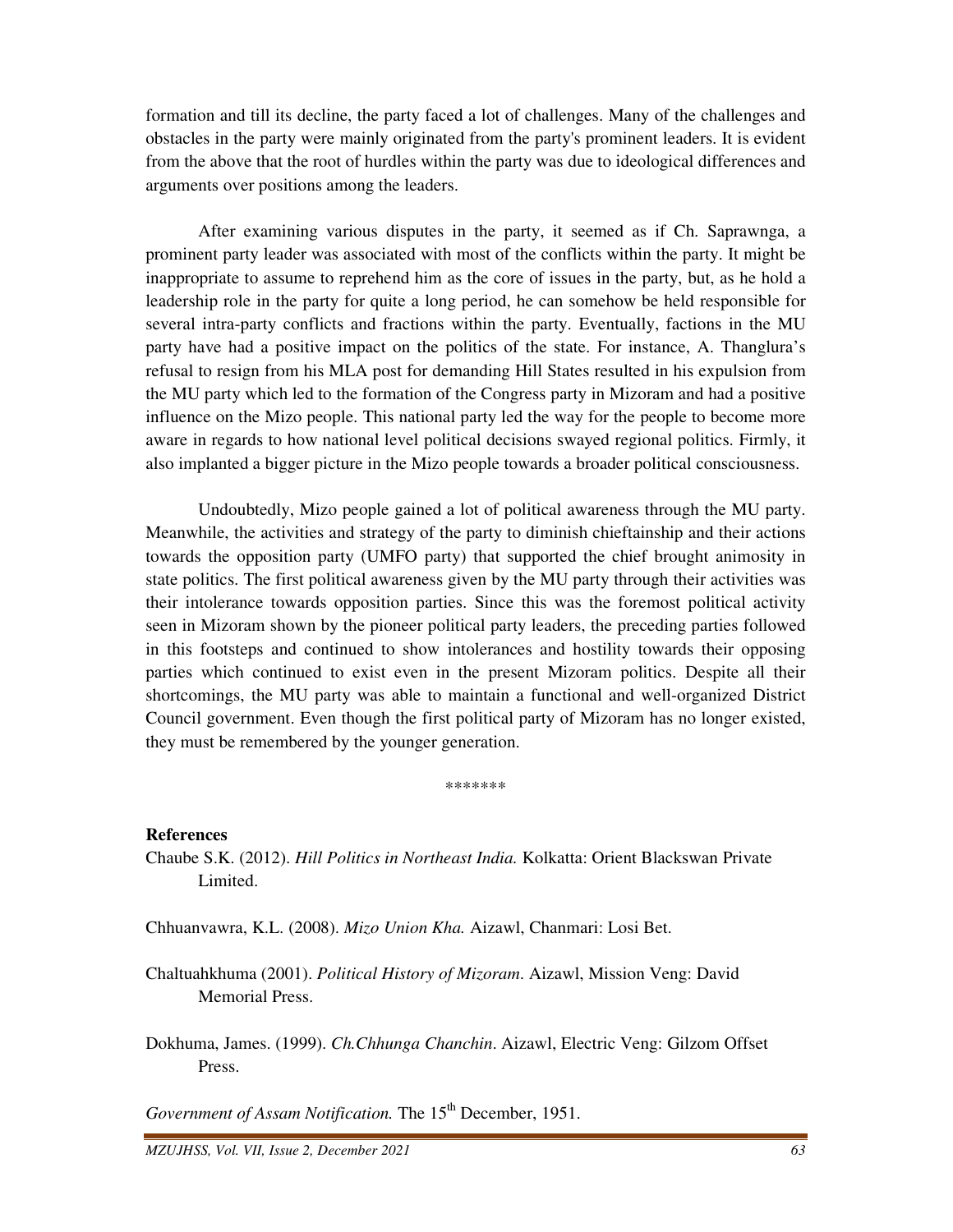formation and till its decline, the party faced a lot of challenges. Many of the challenges and obstacles in the party were mainly originated from the party's prominent leaders. It is evident from the above that the root of hurdles within the party was due to ideological differences and arguments over positions among the leaders.

After examining various disputes in the party, it seemed as if Ch. Saprawnga, a prominent party leader was associated with most of the conflicts within the party. It might be inappropriate to assume to reprehend him as the core of issues in the party, but, as he hold a leadership role in the party for quite a long period, he can somehow be held responsible for several intra-party conflicts and fractions within the party. Eventually, factions in the MU party have had a positive impact on the politics of the state. For instance, A. Thanglura's refusal to resign from his MLA post for demanding Hill States resulted in his expulsion from the MU party which led to the formation of the Congress party in Mizoram and had a positive influence on the Mizo people. This national party led the way for the people to become more aware in regards to how national level political decisions swayed regional politics. Firmly, it also implanted a bigger picture in the Mizo people towards a broader political consciousness.

Undoubtedly, Mizo people gained a lot of political awareness through the MU party. Meanwhile, the activities and strategy of the party to diminish chieftainship and their actions towards the opposition party (UMFO party) that supported the chief brought animosity in state politics. The first political awareness given by the MU party through their activities was their intolerance towards opposition parties. Since this was the foremost political activity seen in Mizoram shown by the pioneer political party leaders, the preceding parties followed in this footsteps and continued to show intolerances and hostility towards their opposing parties which continued to exist even in the present Mizoram politics. Despite all their shortcomings, the MU party was able to maintain a functional and well-organized District Council government. Even though the first political party of Mizoram has no longer existed, they must be remembered by the younger generation.

*******

**References**

Chaube S.K. (2012). *Hill Politics in Northeast India.* Kolkatta: Orient Blackswan Private Limited.

Chhuanvawra, K.L. (2008). *Mizo Union Kha.* Aizawl, Chanmari: Losi Bet.

Chaltuahkhuma (2001). *Political History of Mizoram*. Aizawl, Mission Veng: David Memorial Press.

Dokhuma, James. (1999). *Ch.Chhunga Chanchin*. Aizawl, Electric Veng: Gilzom Offset Press.

*Government of Assam Notification.* The 15th December, 1951.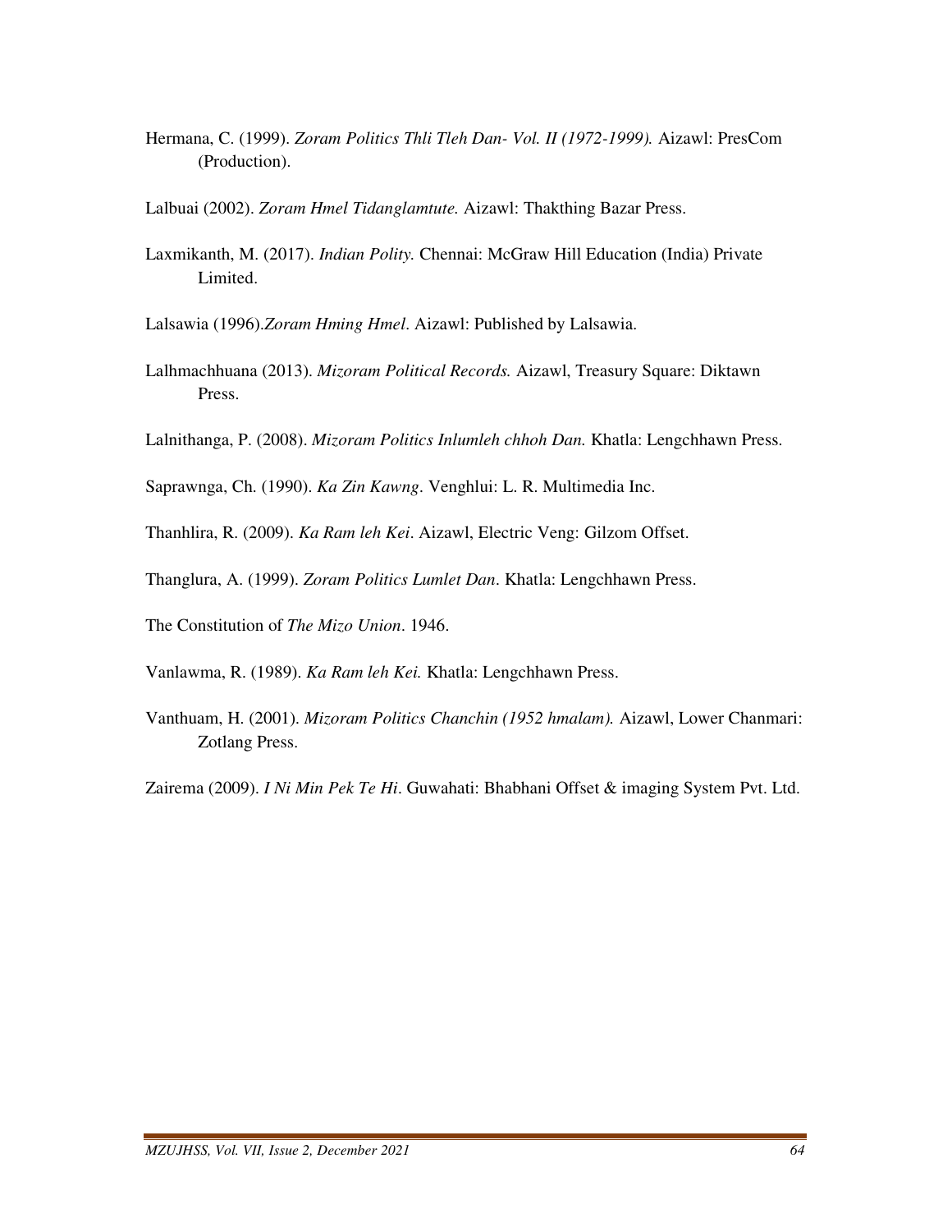Hermana, C. (1999). *Zoram Politics Thli Tleh Dan- Vol. II (1972-1999).* Aizawl: PresCom (Production).

Lalbuai (2002). *Zoram Hmel Tidanglamtute.* Aizawl: Thakthing Bazar Press.

Laxmikanth, M. (2017). *Indian Polity.* Chennai: McGraw Hill Education (India) Private Limited.

Lalsawia (1996).*Zoram Hming Hmel*. Aizawl: Published by Lalsawia.

Lalhmachhuana (2013). *Mizoram Political Records.* Aizawl, Treasury Square: Diktawn Press.

Lalnithanga, P. (2008). *Mizoram Politics Inlumleh chhoh Dan.* Khatla: Lengchhawn Press.

Saprawnga, Ch. (1990). *Ka Zin Kawng*. Venghlui: L. R. Multimedia Inc.

Thanhlira, R. (2009). *Ka Ram leh Kei*. Aizawl, Electric Veng: Gilzom Offset.

Thanglura, A. (1999). *Zoram Politics Lumlet Dan*. Khatla: Lengchhawn Press.

The Constitution of *The Mizo Union*. 1946.

Vanlawma, R. (1989). *Ka Ram leh Kei.* Khatla: Lengchhawn Press.

Vanthuam, H. (2001). *Mizoram Politics Chanchin (1952 hmalam).* Aizawl, Lower Chanmari: Zotlang Press.

Zairema (2009). *I Ni Min Pek Te Hi*. Guwahati: Bhabhani Offset & imaging System Pvt. Ltd.